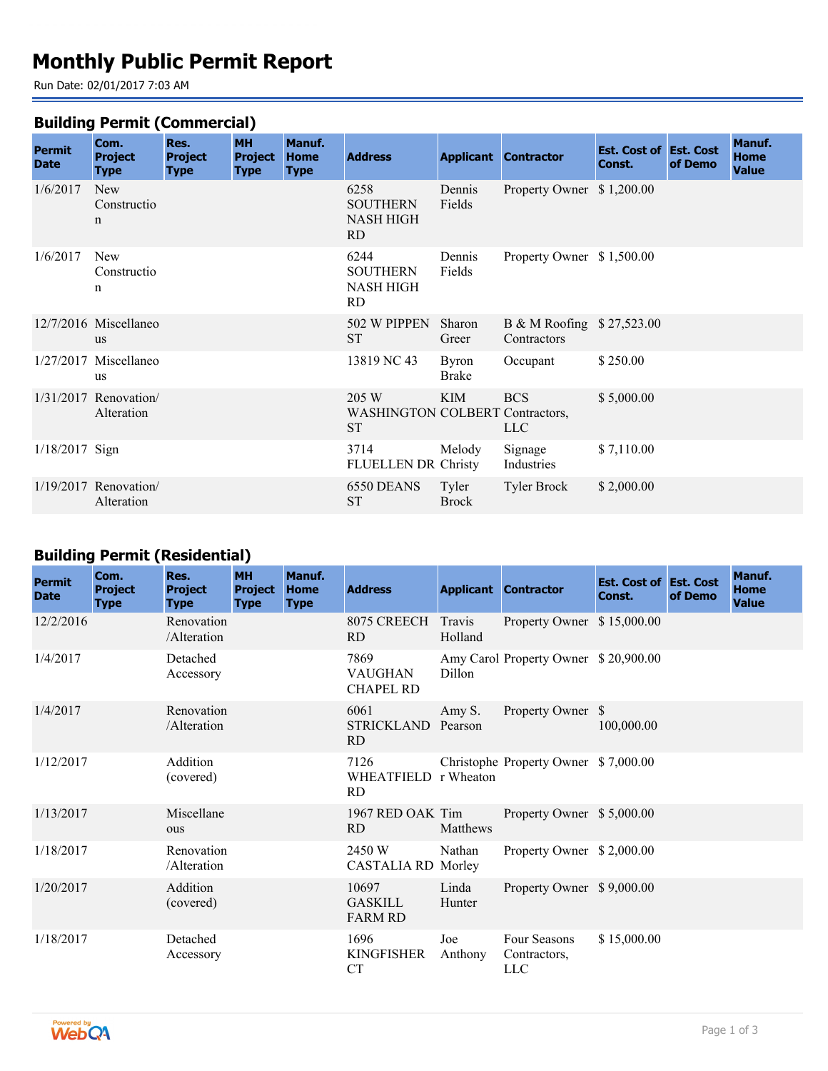# Monthly Public Permit Report

Run Date: 02/01/2017 7:03 AM

## Building Permit (Commercial)

| Permit Date | Com. Project Type | Res. Project Type | MH Project Type | Manuf. Home Type | Address | Applicant | Contractor | Est. Cost of Const. | Est. Cost of Demo | Manuf. Home Value |
|---|---|---|---|---|---|---|---|---|---|---|
| 1/6/2017 | New Construction | | | | 6258 SOUTHERN NASH HIGH RD | Dennis Fields | Property Owner | $ 1,200.00 | | |
| 1/6/2017 | New Construction | | | | 6244 SOUTHERN NASH HIGH RD | Dennis Fields | Property Owner | $ 1,500.00 | | |
| 12/7/2016 | Miscellaneous | | | | 502 W PIPPEN ST | Sharon Greer | B & M Roofing Contractors | $ 27,523.00 | | |
| 1/27/2017 | Miscellaneous | | | | 13819 NC 43 | Byron Brake | Occupant | $ 250.00 | | |
| 1/31/2017 | Renovation/ Alteration | | | | 205 W WASHINGTON ST | KIM COLBERT | BCS Contractors, LLC | $ 5,000.00 | | |
| 1/18/2017 | Sign | | | | 3714 FLUELLEN DR | Melody Christy | Signage Industries | $ 7,110.00 | | |
| 1/19/2017 | Renovation/ Alteration | | | | 6550 DEANS ST | Tyler Brock | Tyler Brock | $ 2,000.00 | | |

## Building Permit (Residential)

| Permit Date | Com. Project Type | Res. Project Type | MH Project Type | Manuf. Home Type | Address | Applicant | Contractor | Est. Cost of Const. | Est. Cost of Demo | Manuf. Home Value |
|---|---|---|---|---|---|---|---|---|---|---|
| 12/2/2016 | | Renovation /Alteration | | | 8075 CREECH RD | Travis Holland | Property Owner | $ 15,000.00 | | |
| 1/4/2017 | | Detached Accessory | | | 7869 VAUGHAN CHAPEL RD | Amy Carol Dillon | Property Owner | $ 20,900.00 | | |
| 1/4/2017 | | Renovation /Alteration | | | 6061 STRICKLAND RD | Amy S. Pearson | Property Owner | $ 100,000.00 | | |
| 1/12/2017 | | Addition (covered) | | | 7126 WHEATFIELD RD | Christopher Wheaton | Property Owner | $ 7,000.00 | | |
| 1/13/2017 | | Miscellaneous | | | 1967 RED OAK RD | Tim Matthews | Property Owner | $ 5,000.00 | | |
| 1/18/2017 | | Renovation /Alteration | | | 2450 W CASTALIA RD | Nathan Morley | Property Owner | $ 2,000.00 | | |
| 1/20/2017 | | Addition (covered) | | | 10697 GASKILL FARM RD | Linda Hunter | Property Owner | $ 9,000.00 | | |
| 1/18/2017 | | Detached Accessory | | | 1696 KINGFISHER CT | Joe Anthony | Four Seasons Contractors, LLC | $ 15,000.00 | | |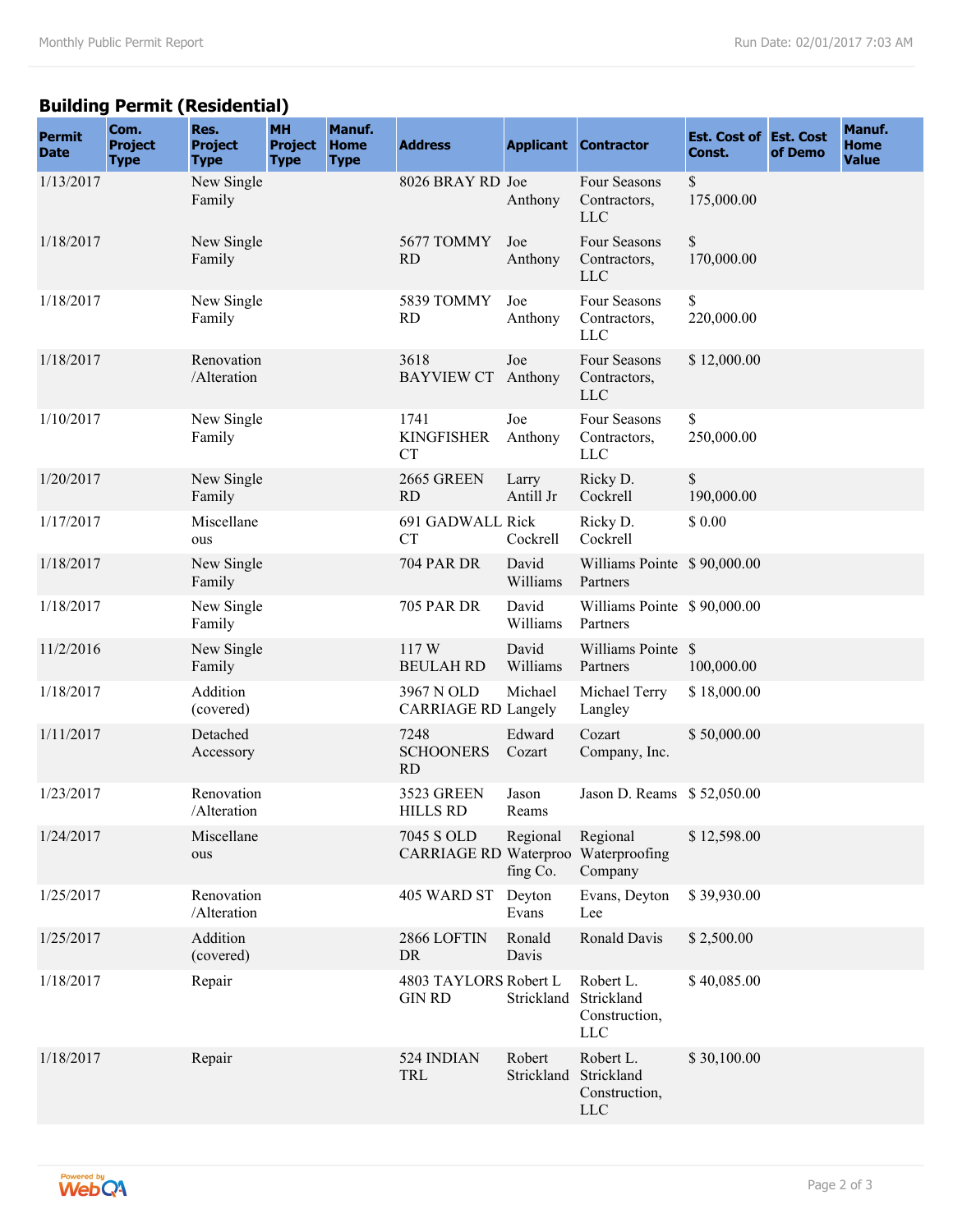## Building Permit (Residential)

| Permit Date | Com. Project Type | Res. Project Type | MH Project Type | Manuf. Home Type | Address | Applicant | Contractor | Est. Cost of Const. | Est. Cost of Demo | Manuf. Home Value |
|---|---|---|---|---|---|---|---|---|---|---|
| 1/13/2017 | | New Single Family | | | 8026 BRAY RD | Joe Anthony | Four Seasons Contractors, LLC | $ 175,000.00 | | |
| 1/18/2017 | | New Single Family | | | 5677 TOMMY RD | Joe Anthony | Four Seasons Contractors, LLC | $ 170,000.00 | | |
| 1/18/2017 | | New Single Family | | | 5839 TOMMY RD | Joe Anthony | Four Seasons Contractors, LLC | $ 220,000.00 | | |
| 1/18/2017 | | Renovation /Alteration | | | 3618 BAYVIEW CT | Joe Anthony | Four Seasons Contractors, LLC | $ 12,000.00 | | |
| 1/10/2017 | | New Single Family | | | 1741 KINGFISHER CT | Joe Anthony | Four Seasons Contractors, LLC | $ 250,000.00 | | |
| 1/20/2017 | | New Single Family | | | 2665 GREEN RD | Larry Antill Jr | Ricky D. Cockrell | $ 190,000.00 | | |
| 1/17/2017 | | Miscellaneous | | | 691 GADWALL CT | Rick Cockrell | Ricky D. Cockrell | $ 0.00 | | |
| 1/18/2017 | | New Single Family | | | 704 PAR DR | David Williams | Williams Pointe Partners | $ 90,000.00 | | |
| 1/18/2017 | | New Single Family | | | 705 PAR DR | David Williams | Williams Pointe Partners | $ 90,000.00 | | |
| 11/2/2016 | | New Single Family | | | 117 W BEULAH RD | David Williams | Williams Pointe Partners | $ 100,000.00 | | |
| 1/18/2017 | | Addition (covered) | | | 3967 N OLD CARRIAGE RD | Michael Langely | Michael Terry Langley | $ 18,000.00 | | |
| 1/11/2017 | | Detached Accessory | | | 7248 SCHOONERS RD | Edward Cozart | Cozart Company, Inc. | $ 50,000.00 | | |
| 1/23/2017 | | Renovation /Alteration | | | 3523 GREEN HILLS RD | Jason Reams | Jason D. Reams | $ 52,050.00 | | |
| 1/24/2017 | | Miscellaneous | | | 7045 S OLD CARRIAGE RD | Regional Waterproofing Co. | Regional Waterproofing Company | $ 12,598.00 | | |
| 1/25/2017 | | Renovation /Alteration | | | 405 WARD ST | Deyton Evans | Evans, Deyton Lee | $ 39,930.00 | | |
| 1/25/2017 | | Addition (covered) | | | 2866 LOFTIN DR | Ronald Davis | Ronald Davis | $ 2,500.00 | | |
| 1/18/2017 | | Repair | | | 4803 TAYLORS GIN RD | Robert L Strickland | Robert L. Strickland Construction, LLC | $ 40,085.00 | | |
| 1/18/2017 | | Repair | | | 524 INDIAN TRL | Robert Strickland | Robert L. Strickland Construction, LLC | $ 30,100.00 | | |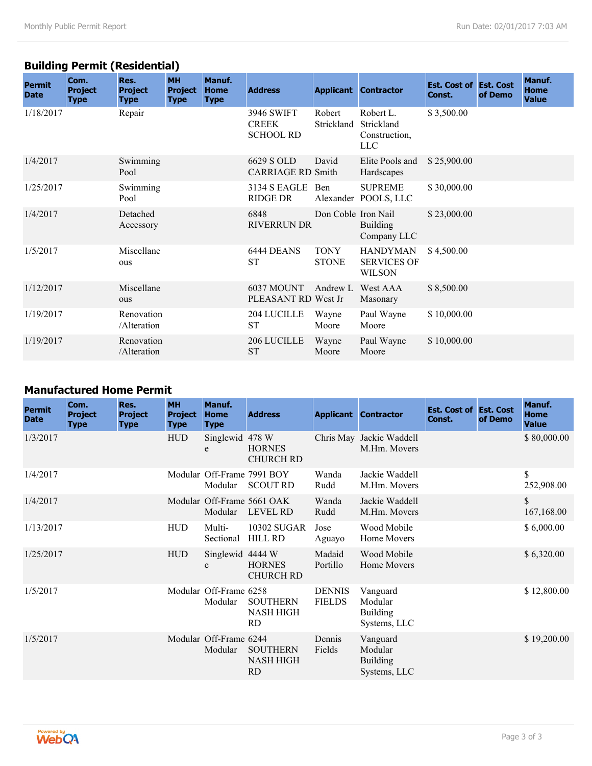## Building Permit (Residential)

| Permit Date | Com. Project Type | Res. Project Type | MH Project Type | Manuf. Home Type | Address | Applicant | Contractor | Est. Cost of Const. | Est. Cost of Demo | Manuf. Home Value |
|---|---|---|---|---|---|---|---|---|---|---|
| 1/18/2017 | | Repair | | | 3946 SWIFT CREEK SCHOOL RD | Robert Strickland | Robert L. Strickland Construction, LLC | $ 3,500.00 | | |
| 1/4/2017 | | Swimming Pool | | | 6629 S OLD CARRIAGE RD | David Smith | Elite Pools and Hardscapes | $ 25,900.00 | | |
| 1/25/2017 | | Swimming Pool | | | 3134 S EAGLE RIDGE DR | Ben Alexander | SUPREME POOLS, LLC | $ 30,000.00 | | |
| 1/4/2017 | | Detached Accessory | | | 6848 RIVERRUN DR | Don Coble | Iron Nail Building Company LLC | $ 23,000.00 | | |
| 1/5/2017 | | Miscellaneous | | | 6444 DEANS ST | TONY STONE | HANDYMAN SERVICES OF WILSON | $ 4,500.00 | | |
| 1/12/2017 | | Miscellaneous | | | 6037 MOUNT PLEASANT RD | Andrew L West Jr | West AAA Masonary | $ 8,500.00 | | |
| 1/19/2017 | | Renovation /Alteration | | | 204 LUCILLE ST | Wayne Moore | Paul Wayne Moore | $ 10,000.00 | | |
| 1/19/2017 | | Renovation /Alteration | | | 206 LUCILLE ST | Wayne Moore | Paul Wayne Moore | $ 10,000.00 | | |

## Manufactured Home Permit

| Permit Date | Com. Project Type | Res. Project Type | MH Project Type | Manuf. Home Type | Address | Applicant | Contractor | Est. Cost of Const. | Est. Cost of Demo | Manuf. Home Value |
|---|---|---|---|---|---|---|---|---|---|---|
| 1/3/2017 | | | HUD | Singlewide | 478 W HORNES CHURCH RD | Chris May | Jackie Waddell M.Hm. Movers | | | $ 80,000.00 |
| 1/4/2017 | | | Modular | Off-Frame Modular | 7991 BOY SCOUT RD | Wanda Rudd | Jackie Waddell M.Hm. Movers | | | $ 252,908.00 |
| 1/4/2017 | | | Modular | Off-Frame Modular | 5661 OAK LEVEL RD | Wanda Rudd | Jackie Waddell M.Hm. Movers | | | $ 167,168.00 |
| 1/13/2017 | | | HUD | Multi-Sectional | 10302 SUGAR HILL RD | Jose Aguayo | Wood Mobile Home Movers | | | $ 6,000.00 |
| 1/25/2017 | | | HUD | Singlewide | 4444 W HORNES CHURCH RD | Madaid Portillo | Wood Mobile Home Movers | | | $ 6,320.00 |
| 1/5/2017 | | | Modular | Off-Frame Modular | 6258 SOUTHERN NASH HIGH RD | DENNIS FIELDS | Vanguard Modular Building Systems, LLC | | | $ 12,800.00 |
| 1/5/2017 | | | Modular | Off-Frame Modular | 6244 SOUTHERN NASH HIGH RD | Dennis Fields | Vanguard Modular Building Systems, LLC | | | $ 19,200.00 |